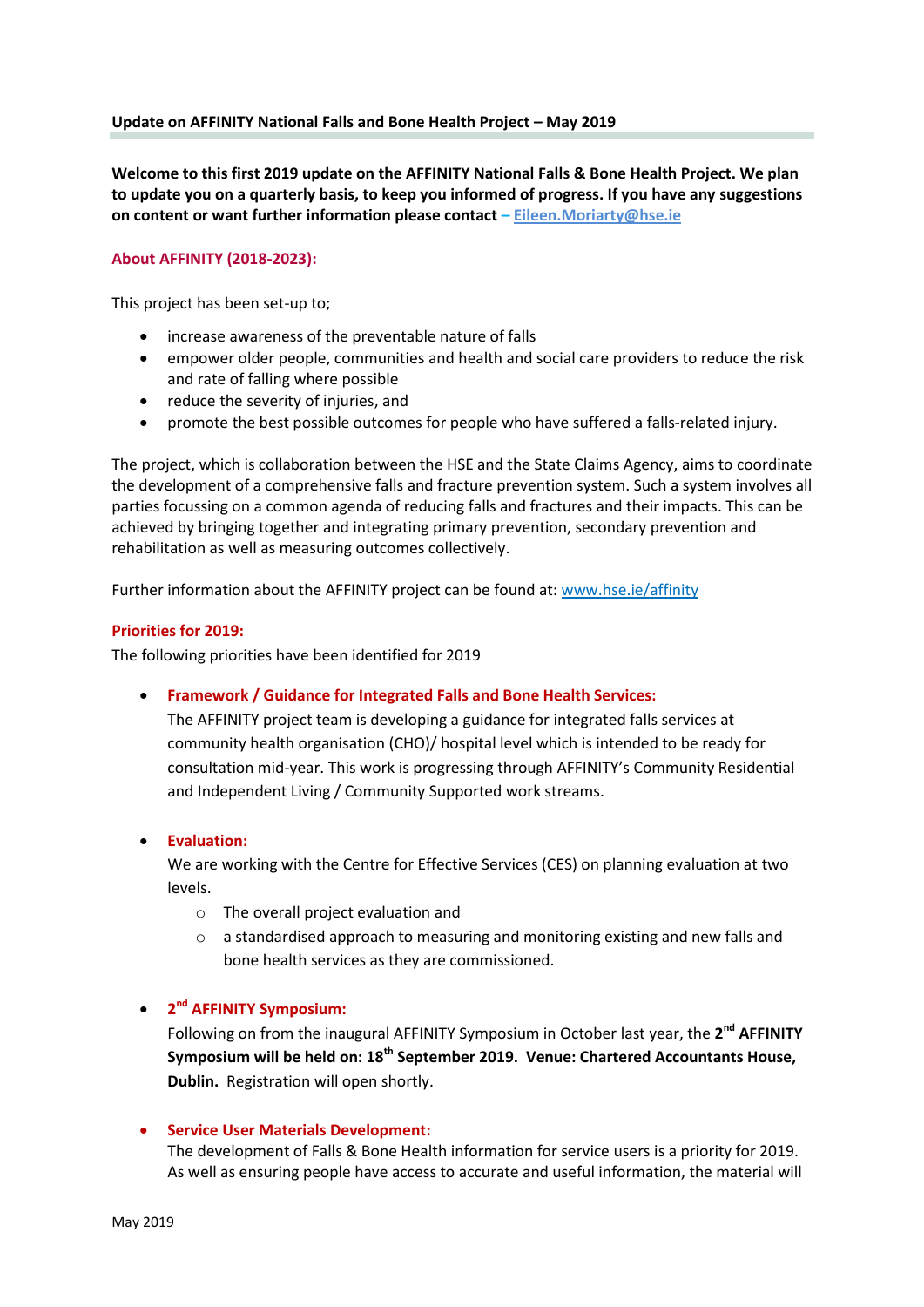**Update on AFFINITY National Falls and Bone Health Project – May 2019**

**Welcome to this first 2019 update on the AFFINITY National Falls & Bone Health Project. We plan to update you on a quarterly basis, to keep you informed of progress. If you have any suggestions on content or want further information please contact – Eileen.Moriarty@hse.ie**

## About AFFINITY (2018-2023):

This project has been set-up to;

- increase awareness of the preventable nature of falls
- empower older people, communities and health and social care providers to reduce the risk and rate of falling where possible
- reduce the severity of injuries, and
- promote the best possible outcomes for people who have suffered a falls-related injury.

The project, which is collaboration between the HSE and the State Claims Agency, aims to coordinate the development of a comprehensive falls and fracture prevention system. Such a system involves all parties focussing on a common agenda of reducing falls and fractures and their impacts. This can be achieved by bringing together and integrating primary prevention, secondary prevention and rehabilitation as well as measuring outcomes collectively.

Further information about the AFFINITY project can be found at: www.hse.ie/affinity

## Priorities for 2019:

The following priorities have been identified for 2019

- **Framework / Guidance for Integrated Falls and Bone Health Services:**
  The AFFINITY project team is developing a guidance for integrated falls services at community health organisation (CHO)/ hospital level which is intended to be ready for consultation mid-year. This work is progressing through AFFINITY's Community Residential and Independent Living / Community Supported work streams.

- **Evaluation:**
  We are working with the Centre for Effective Services (CES) on planning evaluation at two levels.
  - The overall project evaluation and
  - a standardised approach to measuring and monitoring existing and new falls and bone health services as they are commissioned.

- **2nd AFFINITY Symposium:**
  Following on from the inaugural AFFINITY Symposium in October last year, the **2nd AFFINITY Symposium will be held on: 18th September 2019. Venue: Chartered Accountants House, Dublin.** Registration will open shortly.

- **Service User Materials Development:**
  The development of Falls & Bone Health information for service users is a priority for 2019. As well as ensuring people have access to accurate and useful information, the material will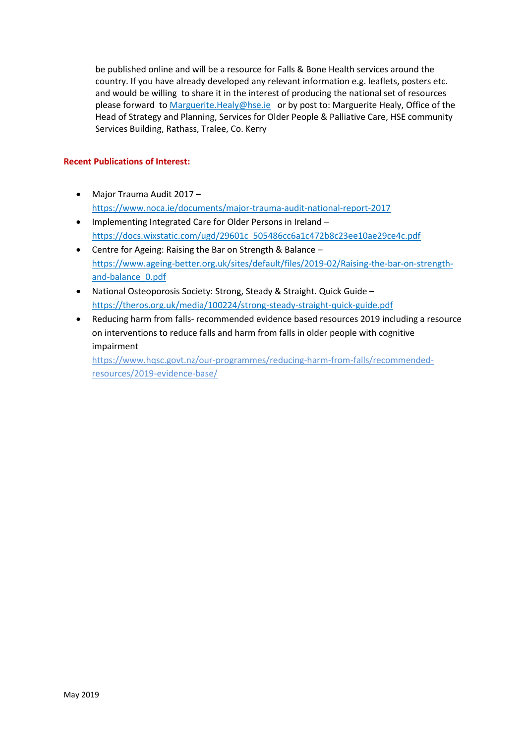be published online and will be a resource for Falls & Bone Health services around the country. If you have already developed any relevant information e.g. leaflets, posters etc. and would be willing to share it in the interest of producing the national set of resources please forward to Marguerite.Healy@hse.ie or by post to: Marguerite Healy, Office of the Head of Strategy and Planning, Services for Older People & Palliative Care, HSE community Services Building, Rathass, Tralee, Co. Kerry

**Recent Publications of Interest:**

- Major Trauma Audit 2017 – https://www.noca.ie/documents/major-trauma-audit-national-report-2017
- Implementing Integrated Care for Older Persons in Ireland – https://docs.wixstatic.com/ugd/29601c_505486cc6a1c472b8c23ee10ae29ce4c.pdf
- Centre for Ageing: Raising the Bar on Strength & Balance – https://www.ageing-better.org.uk/sites/default/files/2019-02/Raising-the-bar-on-strength-and-balance_0.pdf
- National Osteoporosis Society: Strong, Steady & Straight. Quick Guide – https://theros.org.uk/media/100224/strong-steady-straight-quick-guide.pdf
- Reducing harm from falls- recommended evidence based resources 2019 including a resource on interventions to reduce falls and harm from falls in older people with cognitive impairment https://www.hqsc.govt.nz/our-programmes/reducing-harm-from-falls/recommended-resources/2019-evidence-base/

May 2019